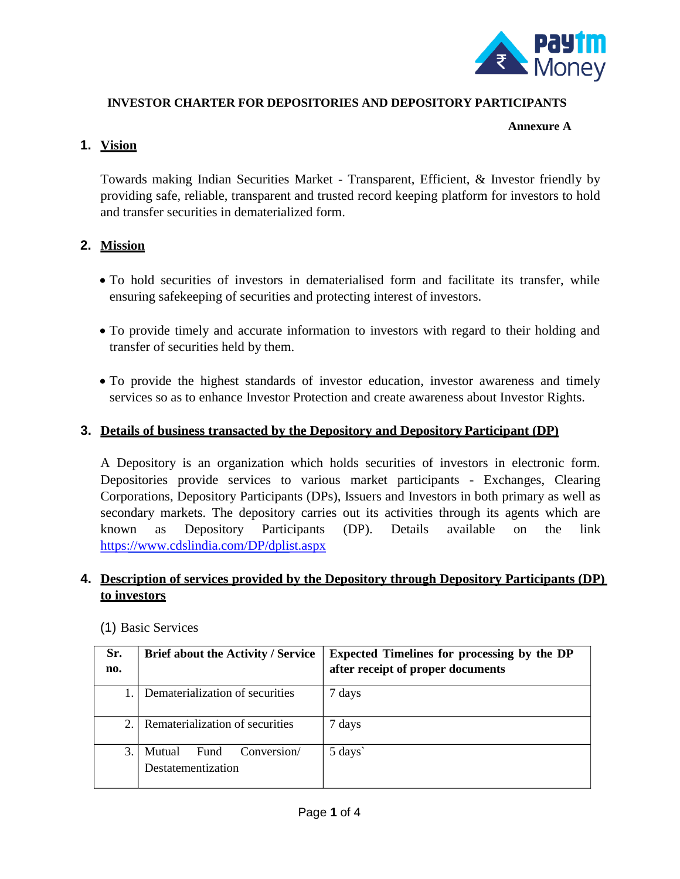**INVESTOR CHARTER FOR DEPOSITORIES AND DEPOSITORY PARTICIPANTS**

**Annexure A**

## 1. Vision

Towards making Indian Securities Market - Transparent, Efficient, & Investor friendly by providing safe, reliable, transparent and trusted record keeping platform for investors to hold and transfer securities in dematerialized form.

## 2. Mission

- To hold securities of investors in dematerialised form and facilitate its transfer, while ensuring safekeeping of securities and protecting interest of investors.
- To provide timely and accurate information to investors with regard to their holding and transfer of securities held by them.
- To provide the highest standards of investor education, investor awareness and timely services so as to enhance Investor Protection and create awareness about Investor Rights.

## 3. Details of business transacted by the Depository and Depository Participant (DP)

A Depository is an organization which holds securities of investors in electronic form. Depositories provide services to various market participants - Exchanges, Clearing Corporations, Depository Participants (DPs), Issuers and Investors in both primary as well as secondary markets. The depository carries out its activities through its agents which are known as Depository Participants (DP). Details available on the link https://www.cdslindia.com/DP/dplist.aspx

## 4. Description of services provided by the Depository through Depository Participants (DP) to investors

(1) Basic Services

| Sr. no. | Brief about the Activity / Service | Expected Timelines for processing by the DP after receipt of proper documents |
|---|---|---|
| 1. | Dematerialization of securities | 7 days |
| 2. | Rematerialization of securities | 7 days |
| 3. | Mutual Fund Conversion/ Destatementization | 5 days` |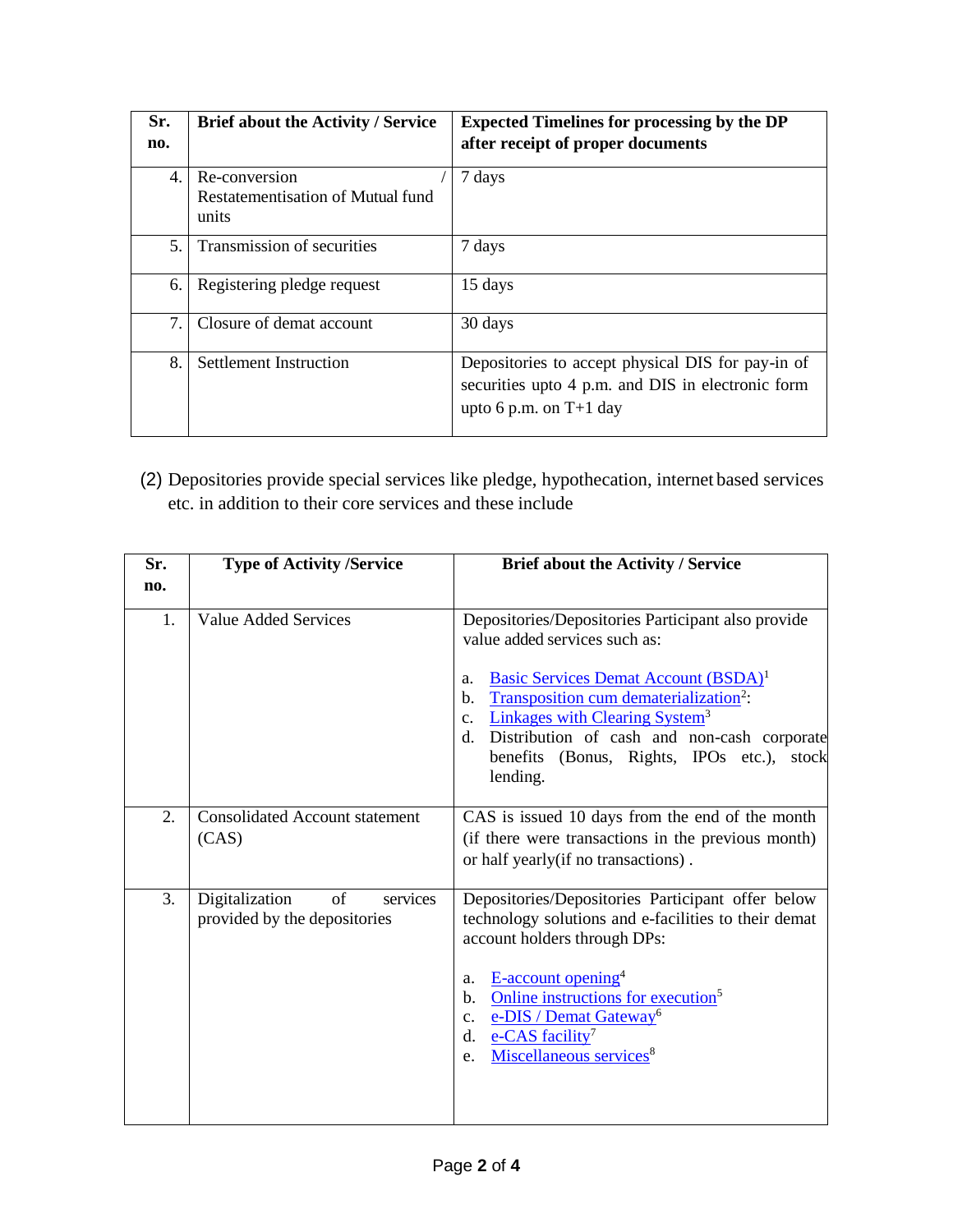| Sr. no. | Brief about the Activity / Service | Expected Timelines for processing by the DP after receipt of proper documents |
|---|---|---|
| 4. | Re-conversion / Restatementisation of Mutual fund units | 7 days |
| 5. | Transmission of securities | 7 days |
| 6. | Registering pledge request | 15 days |
| 7. | Closure of demat account | 30 days |
| 8. | Settlement Instruction | Depositories to accept physical DIS for pay-in of securities upto 4 p.m. and DIS in electronic form upto 6 p.m. on T+1 day |

(2) Depositories provide special services like pledge, hypothecation, internet based services etc. in addition to their core services and these include

| Sr. no. | Type of Activity /Service | Brief about the Activity / Service |
|---|---|---|
| 1. | Value Added Services | Depositories/Depositories Participant also provide value added services such as:<br><br>a. Basic Services Demat Account (BSDA)[1]<br>b. Transposition cum dematerialization[2]:<br>c. Linkages with Clearing System[3]<br>d. Distribution of cash and non-cash corporate benefits (Bonus, Rights, IPOs etc.), stock lending. |
| 2. | Consolidated Account statement (CAS) | CAS is issued 10 days from the end of the month (if there were transactions in the previous month) or half yearly(if no transactions) . |
| 3. | Digitalization of services provided by the depositories | Depositories/Depositories Participant offer below technology solutions and e-facilities to their demat account holders through DPs:<br><br>a. E-account opening[4]<br>b. Online instructions for execution[5]<br>c. e-DIS / Demat Gateway[6]<br>d. e-CAS facility[7]<br>e. Miscellaneous services[8] |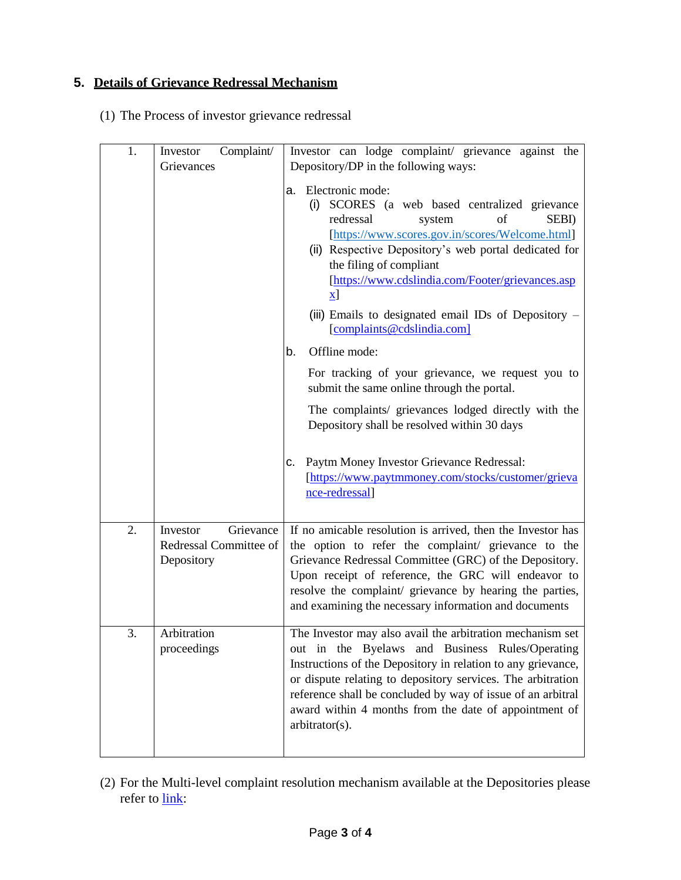## 5. **Details of Grievance Redressal Mechanism**

(1) The Process of investor grievance redressal

| 1. | Investor Complaint/ Grievances | Investor can lodge complaint/ grievance against the Depository/DP in the following ways:<br><br>a. Electronic mode:<br>(i) SCORES (a web based centralized grievance redressal system of SEBI) [https://www.scores.gov.in/scores/Welcome.html]<br>(ii) Respective Depository's web portal dedicated for the filing of compliant [https://www.cdslindia.com/Footer/grievances.aspx]<br>(iii) Emails to designated email IDs of Depository – [complaints@cdslindia.com]<br><br>b. Offline mode:<br>For tracking of your grievance, we request you to submit the same online through the portal.<br>The complaints/ grievances lodged directly with the Depository shall be resolved within 30 days<br><br>c. Paytm Money Investor Grievance Redressal: [https://www.paytmmoney.com/stocks/customer/grievance-redressal] |
|---|---|---|
| 2. | Investor Grievance Redressal Committee of Depository | If no amicable resolution is arrived, then the Investor has the option to refer the complaint/ grievance to the Grievance Redressal Committee (GRC) of the Depository. Upon receipt of reference, the GRC will endeavor to resolve the complaint/ grievance by hearing the parties, and examining the necessary information and documents |
| 3. | Arbitration proceedings | The Investor may also avail the arbitration mechanism set out in the Byelaws and Business Rules/Operating Instructions of the Depository in relation to any grievance, or dispute relating to depository services. The arbitration reference shall be concluded by way of issue of an arbitral award within 4 months from the date of appointment of arbitrator(s). |

(2) For the Multi-level complaint resolution mechanism available at the Depositories please refer to link: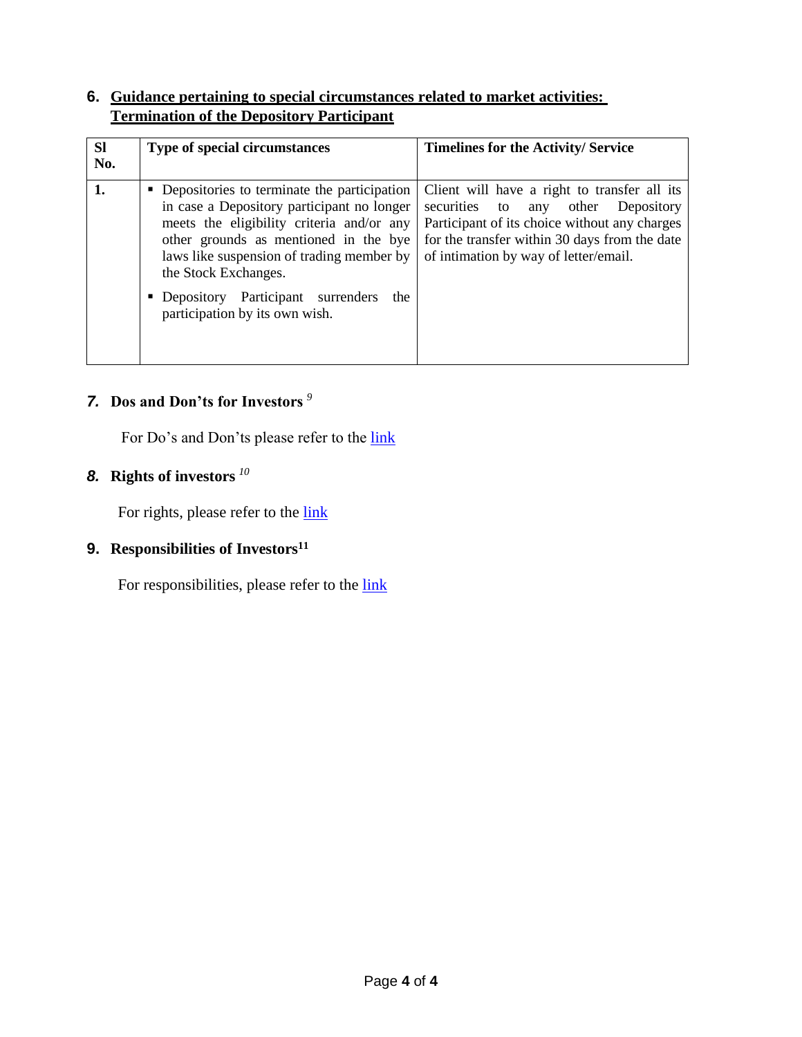## 6. Guidance pertaining to special circumstances related to market activities: Termination of the Depository Participant

| Sl No. | Type of special circumstances | Timelines for the Activity/ Service |
|---|---|---|
| 1. | ▪ Depositories to terminate the participation in case a Depository participant no longer meets the eligibility criteria and/or any other grounds as mentioned in the bye laws like suspension of trading member by the Stock Exchanges.<br>▪ Depository Participant surrenders the participation by its own wish. | Client will have a right to transfer all its securities to any other Depository Participant of its choice without any charges for the transfer within 30 days from the date of intimation by way of letter/email. |

## 7. Dos and Don'ts for Investors [9]

For Do's and Don'ts please refer to the link

## 8. Rights of investors [10]

For rights, please refer to the link

## 9. Responsibilities of Investors[11]

For responsibilities, please refer to the link